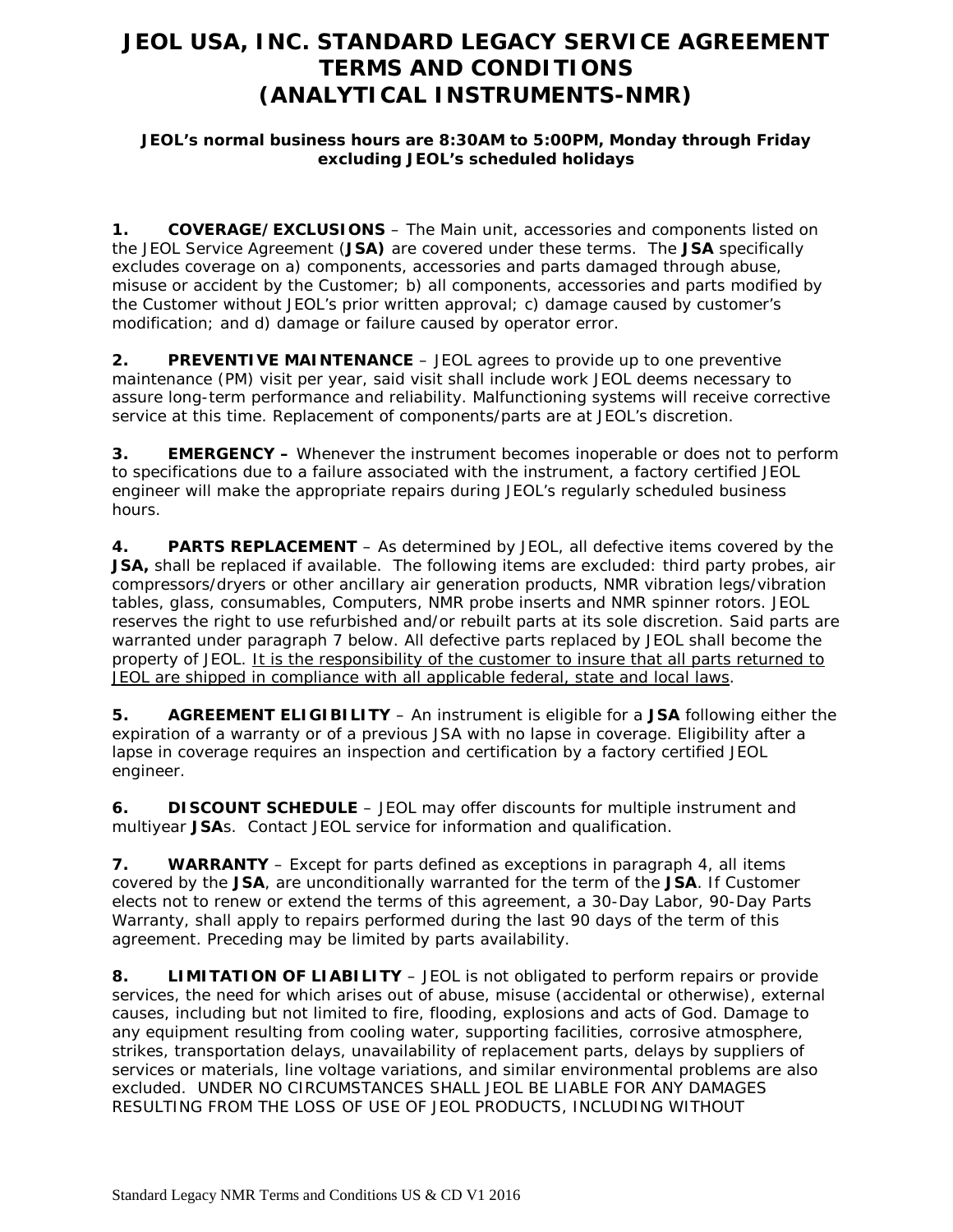# JEOL USA, INC. STANDARD LEGACY SERVICE AGREEMENT TERMS AND CONDITIONS (ANALYTICAL INSTRUMENTS-NMR)

**JEOL's normal business hours are 8:30AM to 5:00PM, Monday through Friday excluding JEOL's scheduled holidays**

**1. COVERAGE/EXCLUSIONS** – The Main unit, accessories and components listed on the JEOL Service Agreement (**JSA)** are covered under these terms. The **JSA** specifically excludes coverage on a) components, accessories and parts damaged through abuse, misuse or accident by the Customer; b) all components, accessories and parts modified by the Customer without JEOL's prior written approval; c) damage caused by customer's modification; and d) damage or failure caused by operator error.

**2. PREVENTIVE MAINTENANCE** – JEOL agrees to provide up to one preventive maintenance (PM) visit per year, said visit shall include work JEOL deems necessary to assure long-term performance and reliability. Malfunctioning systems will receive corrective service at this time. Replacement of components/parts are at JEOL's discretion.

**3. EMERGENCY –** Whenever the instrument becomes inoperable or does not to perform to specifications due to a failure associated with the instrument, a factory certified JEOL engineer will make the appropriate repairs during JEOL's regularly scheduled business hours.

**4. PARTS REPLACEMENT** – As determined by JEOL, all defective items covered by the **JSA,** shall be replaced if available. The following items are excluded: third party probes, air compressors/dryers or other ancillary air generation products, NMR vibration legs/vibration tables, glass, consumables, Computers, NMR probe inserts and NMR spinner rotors. JEOL reserves the right to use refurbished and/or rebuilt parts at its sole discretion. Said parts are warranted under paragraph 7 below. All defective parts replaced by JEOL shall become the property of JEOL. <u>It is the responsibility of the customer to insure that all parts returned to JEOL are shipped in compliance with all applicable federal, state and local laws</u>.

**5. AGREEMENT ELIGIBILITY** – An instrument is eligible for a **JSA** following either the expiration of a warranty or of a previous JSA with no lapse in coverage. Eligibility after a lapse in coverage requires an inspection and certification by a factory certified JEOL engineer.

**6. DISCOUNT SCHEDULE** – JEOL may offer discounts for multiple instrument and multiyear **JSA**s. Contact JEOL service for information and qualification.

**7. WARRANTY** – Except for parts defined as exceptions in paragraph 4, all items covered by the **JSA**, are unconditionally warranted for the term of the **JSA**. If Customer elects not to renew or extend the terms of this agreement, a 30-Day Labor, 90-Day Parts Warranty, shall apply to repairs performed during the last 90 days of the term of this agreement. Preceding may be limited by parts availability.

**8. LIMITATION OF LIABILITY** – JEOL is not obligated to perform repairs or provide services, the need for which arises out of abuse, misuse (accidental or otherwise), external causes, including but not limited to fire, flooding, explosions and acts of God. Damage to any equipment resulting from cooling water, supporting facilities, corrosive atmosphere, strikes, transportation delays, unavailability of replacement parts, delays by suppliers of services or materials, line voltage variations, and similar environmental problems are also excluded. UNDER NO CIRCUMSTANCES SHALL JEOL BE LIABLE FOR ANY DAMAGES RESULTING FROM THE LOSS OF USE OF JEOL PRODUCTS, INCLUDING WITHOUT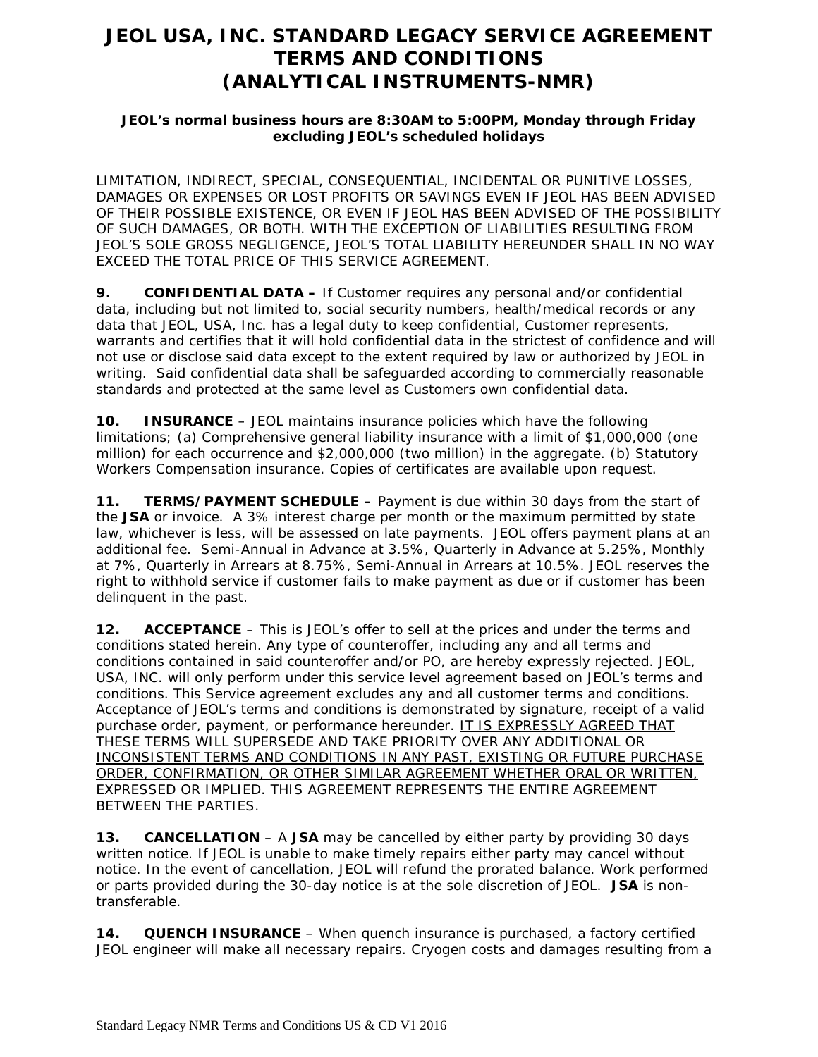# JEOL USA, INC. STANDARD LEGACY SERVICE AGREEMENT TERMS AND CONDITIONS (ANALYTICAL INSTRUMENTS-NMR)

**JEOL's normal business hours are 8:30AM to 5:00PM, Monday through Friday excluding JEOL's scheduled holidays**

LIMITATION, INDIRECT, SPECIAL, CONSEQUENTIAL, INCIDENTAL OR PUNITIVE LOSSES, DAMAGES OR EXPENSES OR LOST PROFITS OR SAVINGS EVEN IF JEOL HAS BEEN ADVISED OF THEIR POSSIBLE EXISTENCE, OR EVEN IF JEOL HAS BEEN ADVISED OF THE POSSIBILITY OF SUCH DAMAGES, OR BOTH. WITH THE EXCEPTION OF LIABILITIES RESULTING FROM JEOL'S SOLE GROSS NEGLIGENCE, JEOL'S TOTAL LIABILITY HEREUNDER SHALL IN NO WAY EXCEED THE TOTAL PRICE OF THIS SERVICE AGREEMENT.

**9. CONFIDENTIAL DATA –** If Customer requires any personal and/or confidential data, including but not limited to, social security numbers, health/medical records or any data that JEOL, USA, Inc. has a legal duty to keep confidential, Customer represents, warrants and certifies that it will hold confidential data in the strictest of confidence and will not use or disclose said data except to the extent required by law or authorized by JEOL in writing. Said confidential data shall be safeguarded according to commercially reasonable standards and protected at the same level as Customers own confidential data.

**10. INSURANCE** – JEOL maintains insurance policies which have the following limitations; (a) Comprehensive general liability insurance with a limit of $1,000,000 (one million) for each occurrence and $2,000,000 (two million) in the aggregate. (b) Statutory Workers Compensation insurance. Copies of certificates are available upon request.

**11. TERMS/PAYMENT SCHEDULE –** Payment is due within 30 days from the start of the **JSA** or invoice. A 3% interest charge per month or the maximum permitted by state law, whichever is less, will be assessed on late payments. JEOL offers payment plans at an additional fee. Semi-Annual in Advance at 3.5%, Quarterly in Advance at 5.25%, Monthly at 7%, Quarterly in Arrears at 8.75%, Semi-Annual in Arrears at 10.5%. JEOL reserves the right to withhold service if customer fails to make payment as due or if customer has been delinquent in the past.

**12. ACCEPTANCE** – This is JEOL's offer to sell at the prices and under the terms and conditions stated herein. Any type of counteroffer, including any and all terms and conditions contained in said counteroffer and/or PO, are hereby expressly rejected. JEOL, USA, INC. will only perform under this service level agreement based on JEOL's terms and conditions. This Service agreement excludes any and all customer terms and conditions. Acceptance of JEOL's terms and conditions is demonstrated by signature, receipt of a valid purchase order, payment, or performance hereunder. <u>IT IS EXPRESSLY AGREED THAT THESE TERMS WILL SUPERSEDE AND TAKE PRIORITY OVER ANY ADDITIONAL OR INCONSISTENT TERMS AND CONDITIONS IN ANY PAST, EXISTING OR FUTURE PURCHASE ORDER, CONFIRMATION, OR OTHER SIMILAR AGREEMENT WHETHER ORAL OR WRITTEN, EXPRESSED OR IMPLIED. THIS AGREEMENT REPRESENTS THE ENTIRE AGREEMENT BETWEEN THE PARTIES.</u>

**13. CANCELLATION** – A **JSA** may be cancelled by either party by providing 30 days written notice. If JEOL is unable to make timely repairs either party may cancel without notice. In the event of cancellation, JEOL will refund the prorated balance. Work performed or parts provided during the 30-day notice is at the sole discretion of JEOL. **JSA** is non-transferable.

**14. QUENCH INSURANCE** – When quench insurance is purchased, a factory certified JEOL engineer will make all necessary repairs. Cryogen costs and damages resulting from a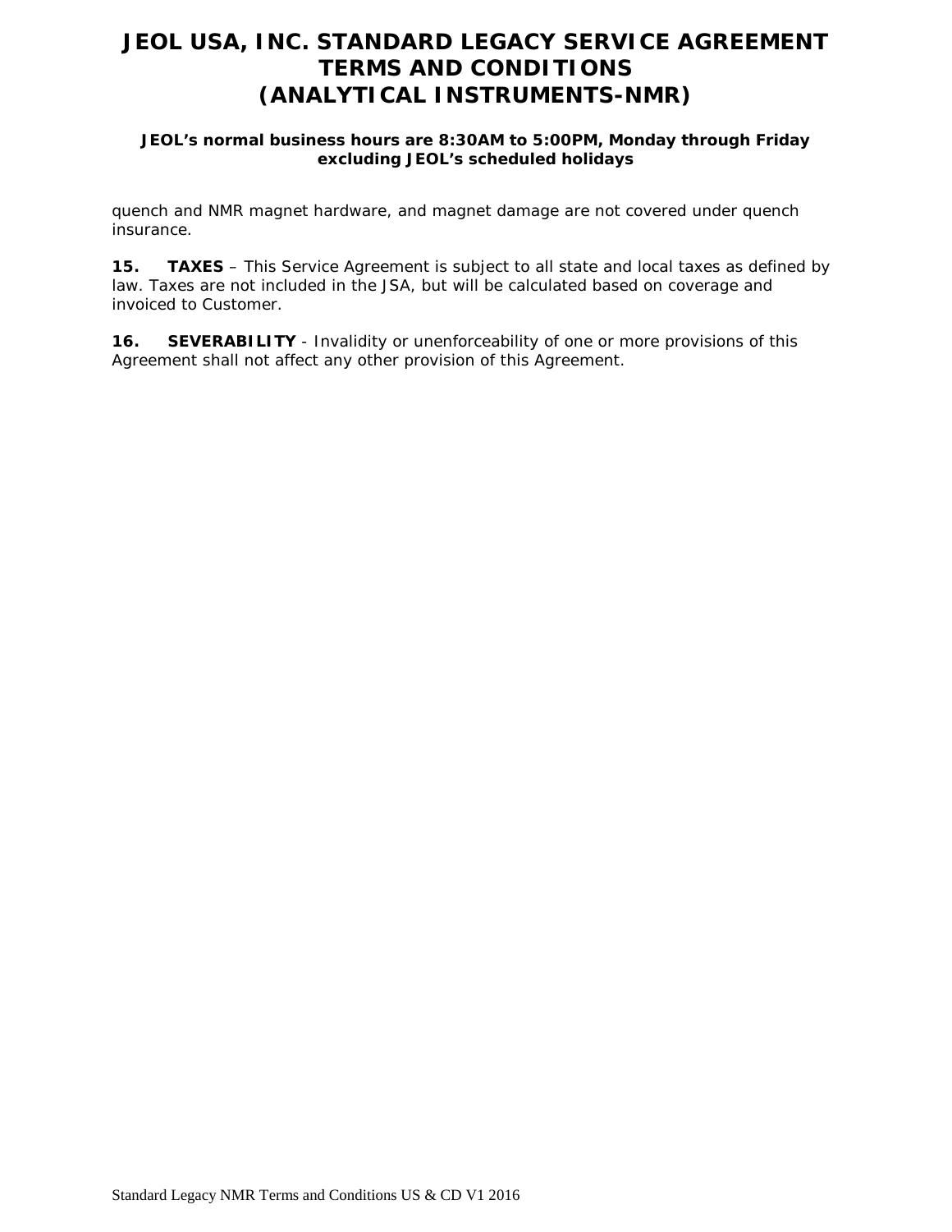quench and NMR magnet hardware, and magnet damage are not covered under quench insurance.

**15. TAXES** – This Service Agreement is subject to all state and local taxes as defined by law. Taxes are not included in the JSA, but will be calculated based on coverage and invoiced to Customer.

**16. SEVERABILITY** - Invalidity or unenforceability of one or more provisions of this Agreement shall not affect any other provision of this Agreement.